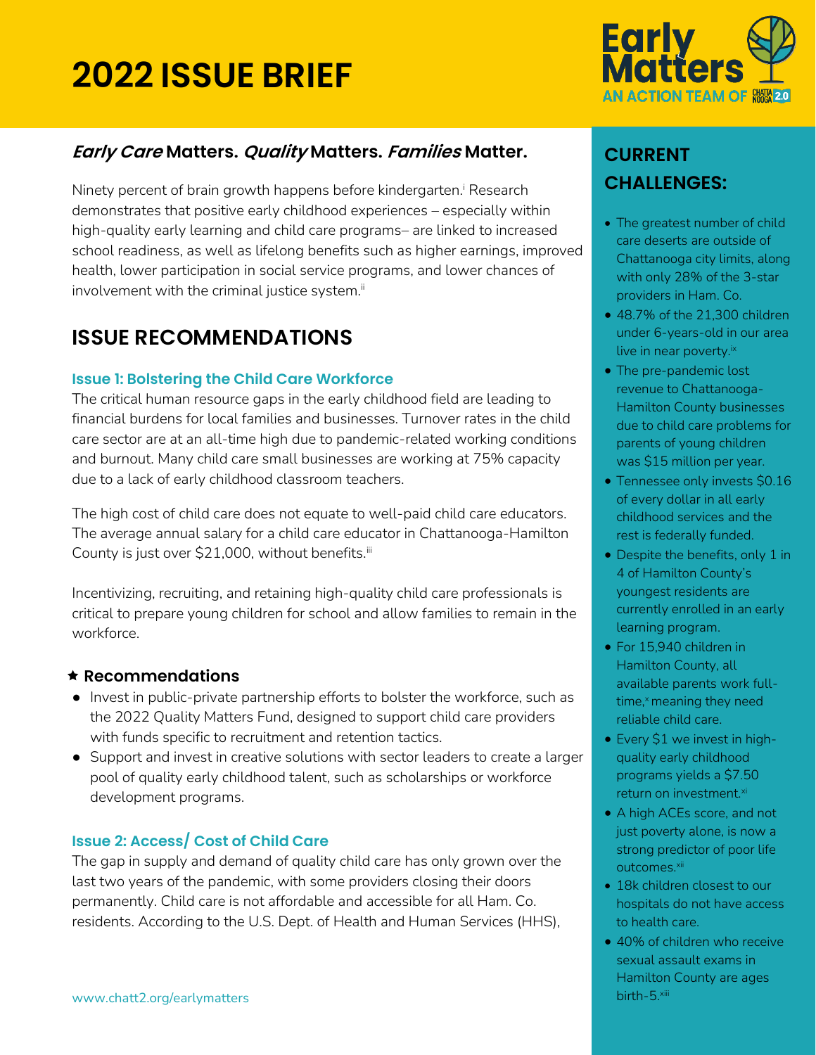# 2022 ISSUE BRIEF

Early Matters
AN ACTION TEAM OF CHATTA NOOGA 2.0

## *Early Care* Matters. *Quality* Matters. *Families* Matter.

Ninety percent of brain growth happens before kindergarten.[i] Research demonstrates that positive early childhood experiences – especially within high-quality early learning and child care programs– are linked to increased school readiness, as well as lifelong benefits such as higher earnings, improved health, lower participation in social service programs, and lower chances of involvement with the criminal justice system.[ii]

## ISSUE RECOMMENDATIONS

### Issue 1: Bolstering the Child Care Workforce

The critical human resource gaps in the early childhood field are leading to financial burdens for local families and businesses. Turnover rates in the child care sector are at an all-time high due to pandemic-related working conditions and burnout. Many child care small businesses are working at 75% capacity due to a lack of early childhood classroom teachers.

The high cost of child care does not equate to well-paid child care educators. The average annual salary for a child care educator in Chattanooga-Hamilton County is just over $21,000, without benefits.[iii]

Incentivizing, recruiting, and retaining high-quality child care professionals is critical to prepare young children for school and allow families to remain in the workforce.

#### ★ Recommendations

- Invest in public-private partnership efforts to bolster the workforce, such as the 2022 Quality Matters Fund, designed to support child care providers with funds specific to recruitment and retention tactics.
- Support and invest in creative solutions with sector leaders to create a larger pool of quality early childhood talent, such as scholarships or workforce development programs.

### Issue 2: Access/ Cost of Child Care

The gap in supply and demand of quality child care has only grown over the last two years of the pandemic, with some providers closing their doors permanently. Child care is not affordable and accessible for all Ham. Co. residents. According to the U.S. Dept. of Health and Human Services (HHS),

## CURRENT CHALLENGES:

- The greatest number of child care deserts are outside of Chattanooga city limits, along with only 28% of the 3-star providers in Ham. Co.
- 48.7% of the 21,300 children under 6-years-old in our area live in near poverty.[ix]
- The pre-pandemic lost revenue to Chattanooga-Hamilton County businesses due to child care problems for parents of young children was $15 million per year.
- Tennessee only invests $0.16 of every dollar in all early childhood services and the rest is federally funded.
- Despite the benefits, only 1 in 4 of Hamilton County's youngest residents are currently enrolled in an early learning program.
- For 15,940 children in Hamilton County, all available parents work full-time,[x] meaning they need reliable child care.
- Every $1 we invest in high-quality early childhood programs yields a $7.50 return on investment.[xi]
- A high ACEs score, and not just poverty alone, is now a strong predictor of poor life outcomes.[xii]
- 18k children closest to our hospitals do not have access to health care.
- 40% of children who receive sexual assault exams in Hamilton County are ages birth-5.[xiii]

www.chatt2.org/earlymatters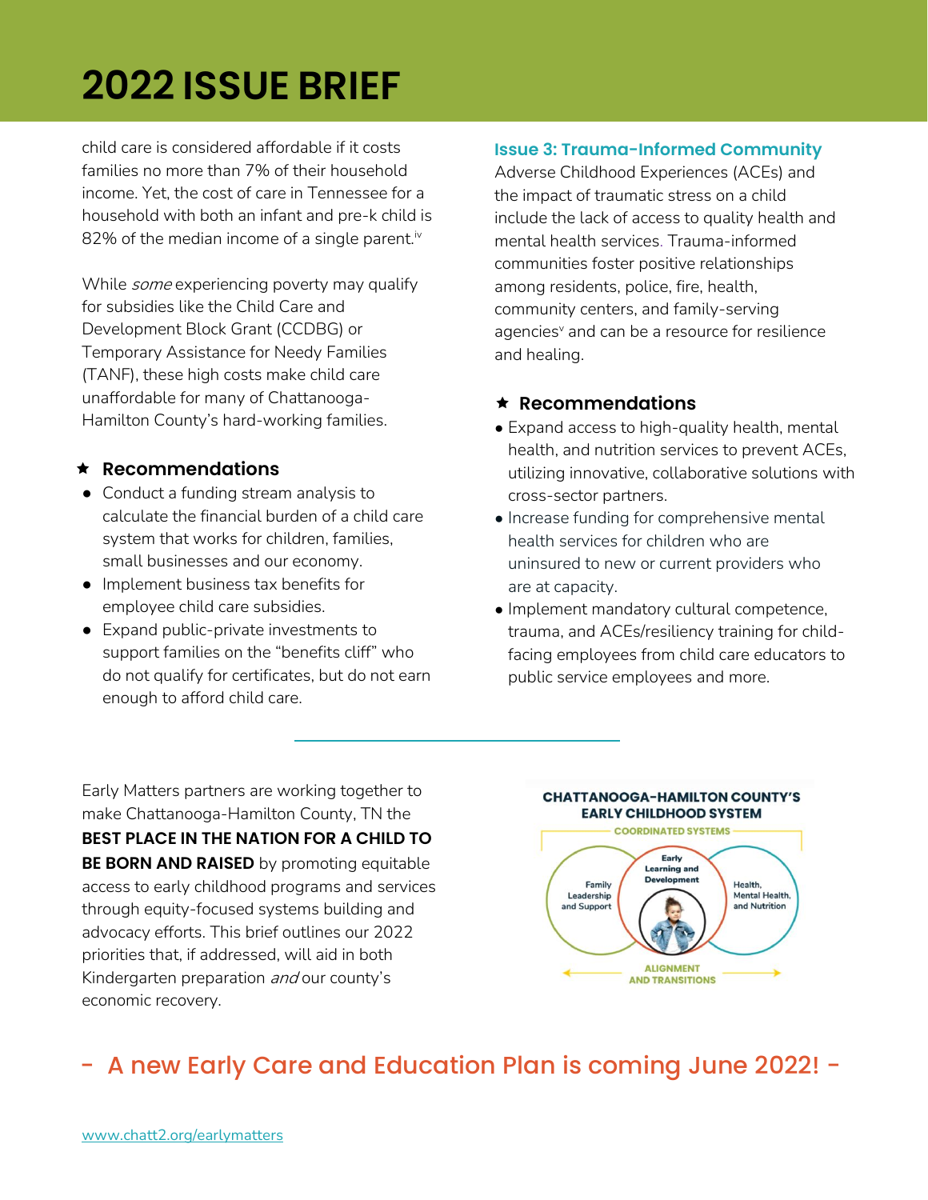# 2022 ISSUE BRIEF

child care is considered affordable if it costs families no more than 7% of their household income. Yet, the cost of care in Tennessee for a household with both an infant and pre-k child is 82% of the median income of a single parent.[iv]

While *some* experiencing poverty may qualify for subsidies like the Child Care and Development Block Grant (CCDBG) or Temporary Assistance for Needy Families (TANF), these high costs make child care unaffordable for many of Chattanooga-Hamilton County's hard-working families.

### ★ Recommendations

- Conduct a funding stream analysis to calculate the financial burden of a child care system that works for children, families, small businesses and our economy.
- Implement business tax benefits for employee child care subsidies.
- Expand public-private investments to support families on the "benefits cliff" who do not qualify for certificates, but do not earn enough to afford child care.

## Issue 3: Trauma-Informed Community

Adverse Childhood Experiences (ACEs) and the impact of traumatic stress on a child include the lack of access to quality health and mental health services. Trauma-informed communities foster positive relationships among residents, police, fire, health, community centers, and family-serving agencies[v] and can be a resource for resilience and healing.

### ★ Recommendations

- Expand access to high-quality health, mental health, and nutrition services to prevent ACEs, utilizing innovative, collaborative solutions with cross-sector partners.
- Increase funding for comprehensive mental health services for children who are uninsured to new or current providers who are at capacity.
- Implement mandatory cultural competence, trauma, and ACEs/resiliency training for child-facing employees from child care educators to public service employees and more.

---

Early Matters partners are working together to make Chattanooga-Hamilton County, TN the **BEST PLACE IN THE NATION FOR A CHILD TO BE BORN AND RAISED** by promoting equitable access to early childhood programs and services through equity-focused systems building and advocacy efforts. This brief outlines our 2022 priorities that, if addressed, will aid in both Kindergarten preparation *and* our county's economic recovery.

CHATTANOOGA-HAMILTON COUNTY'S EARLY CHILDHOOD SYSTEM

COORDINATED SYSTEMS

Family Leadership and Support

Early Learning and Development

Health, Mental Health, and Nutrition

ALIGNMENT AND TRANSITIONS

## - A new Early Care and Education Plan is coming June 2022! -

www.chatt2.org/earlymatters